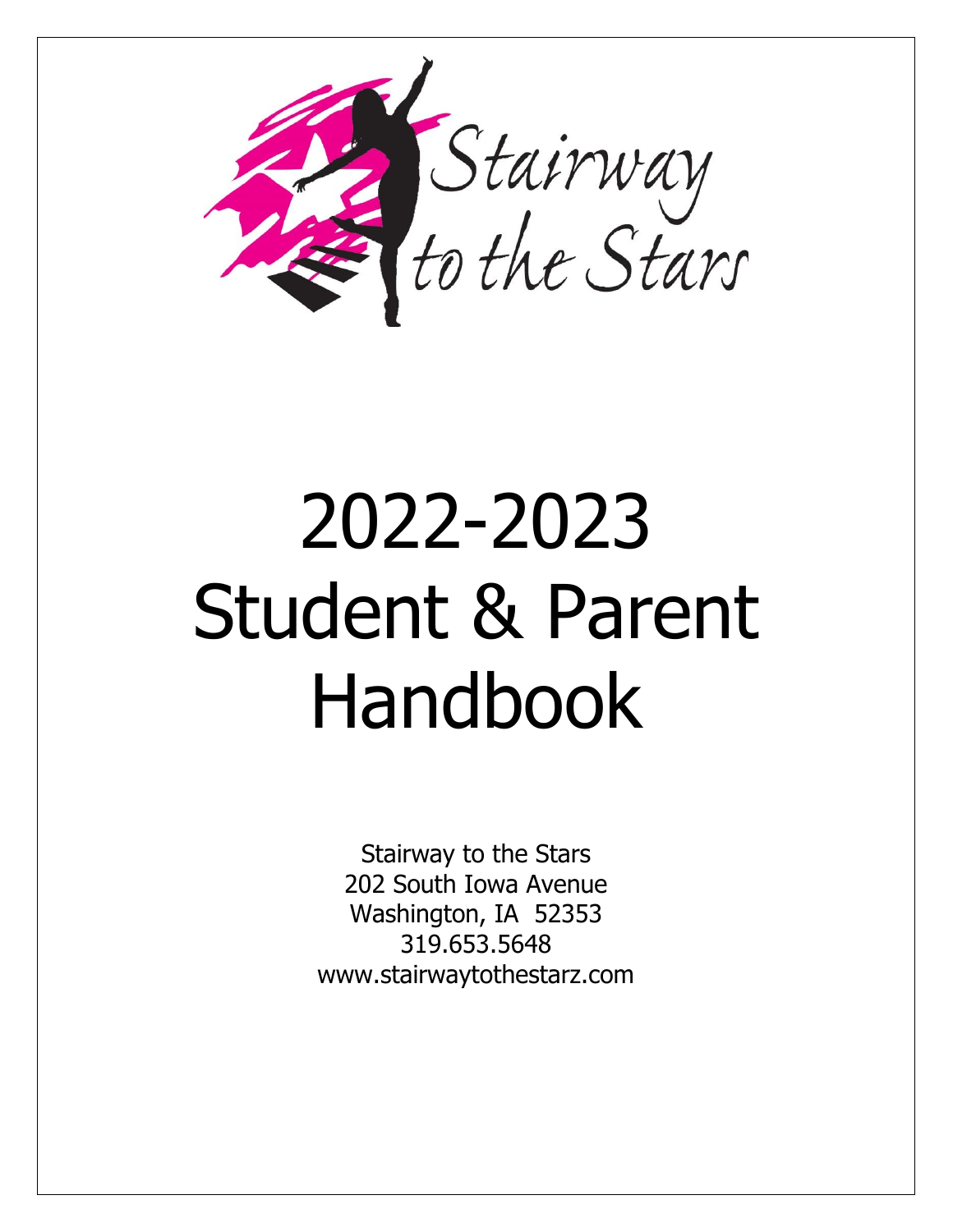Stairway to the Stars

# 2022-2023 Student & Parent Handbook

Stairway to the Stars
202 South Iowa Avenue
Washington, IA 52353
319.653.5648
www.stairwaytothestarz.com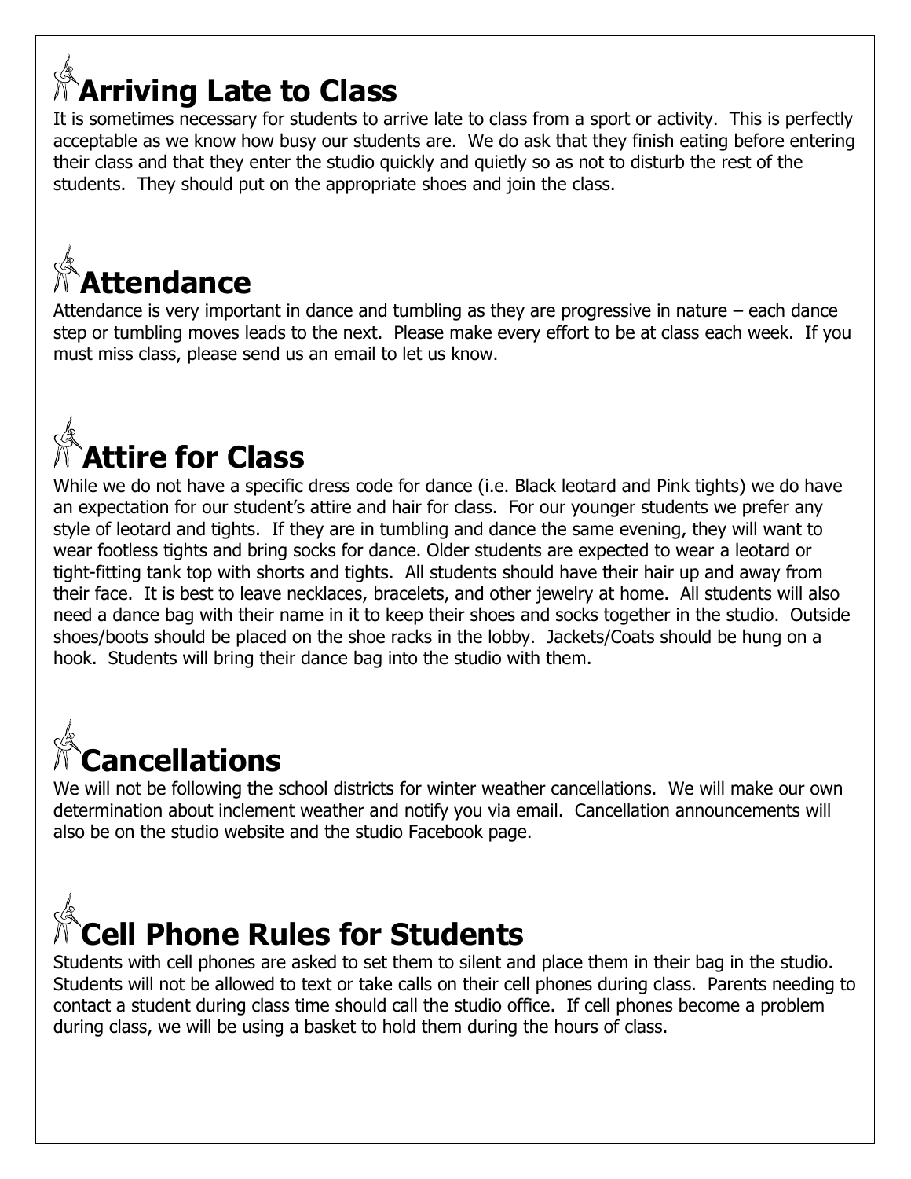## Arriving Late to Class

It is sometimes necessary for students to arrive late to class from a sport or activity. This is perfectly acceptable as we know how busy our students are. We do ask that they finish eating before entering their class and that they enter the studio quickly and quietly so as not to disturb the rest of the students. They should put on the appropriate shoes and join the class.

## Attendance

Attendance is very important in dance and tumbling as they are progressive in nature – each dance step or tumbling moves leads to the next. Please make every effort to be at class each week. If you must miss class, please send us an email to let us know.

## Attire for Class

While we do not have a specific dress code for dance (i.e. Black leotard and Pink tights) we do have an expectation for our student's attire and hair for class. For our younger students we prefer any style of leotard and tights. If they are in tumbling and dance the same evening, they will want to wear footless tights and bring socks for dance. Older students are expected to wear a leotard or tight-fitting tank top with shorts and tights. All students should have their hair up and away from their face. It is best to leave necklaces, bracelets, and other jewelry at home. All students will also need a dance bag with their name in it to keep their shoes and socks together in the studio. Outside shoes/boots should be placed on the shoe racks in the lobby. Jackets/Coats should be hung on a hook. Students will bring their dance bag into the studio with them.

## Cancellations

We will not be following the school districts for winter weather cancellations. We will make our own determination about inclement weather and notify you via email. Cancellation announcements will also be on the studio website and the studio Facebook page.

## Cell Phone Rules for Students

Students with cell phones are asked to set them to silent and place them in their bag in the studio. Students will not be allowed to text or take calls on their cell phones during class. Parents needing to contact a student during class time should call the studio office. If cell phones become a problem during class, we will be using a basket to hold them during the hours of class.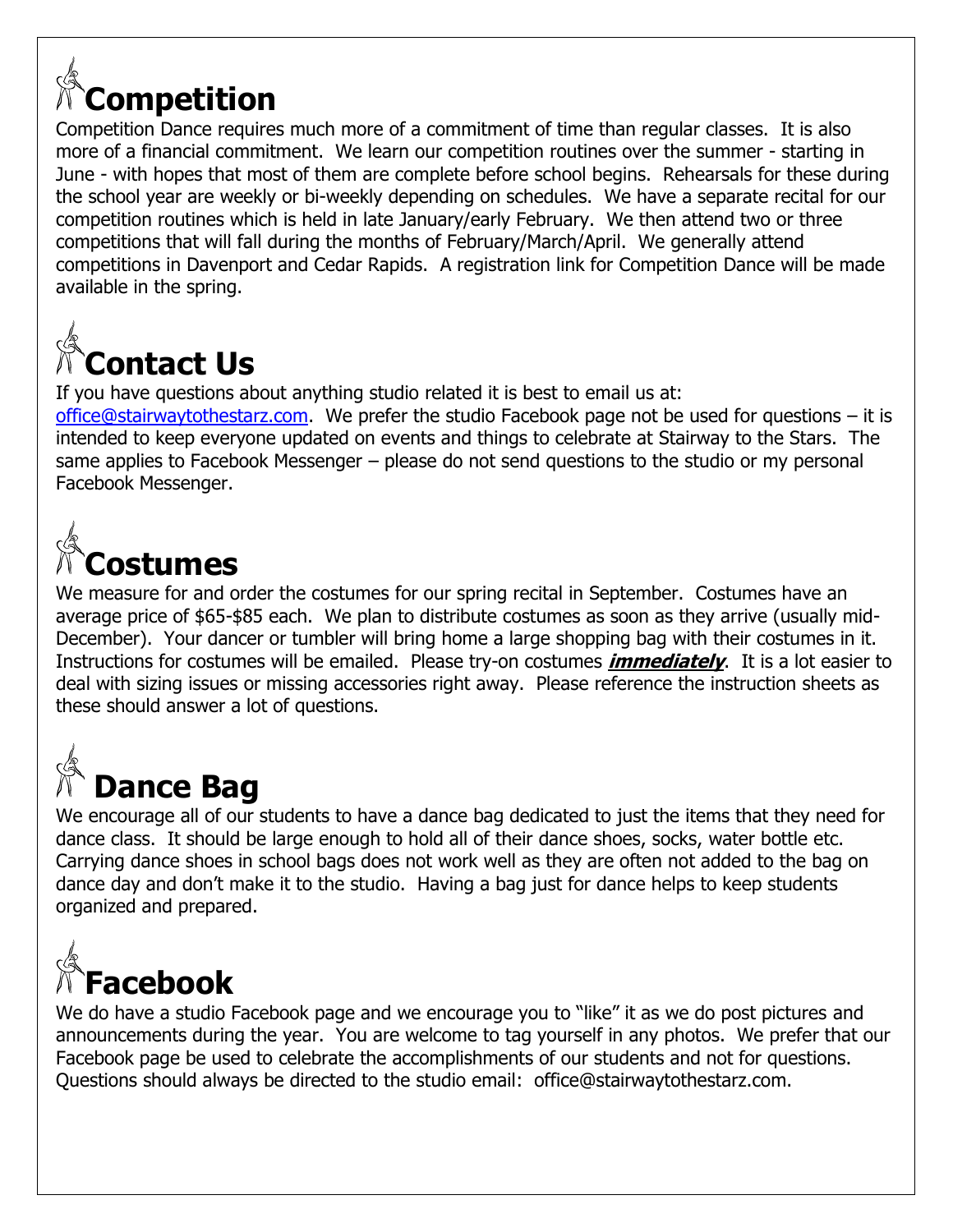## Competition

Competition Dance requires much more of a commitment of time than regular classes. It is also more of a financial commitment. We learn our competition routines over the summer - starting in June - with hopes that most of them are complete before school begins. Rehearsals for these during the school year are weekly or bi-weekly depending on schedules. We have a separate recital for our competition routines which is held in late January/early February. We then attend two or three competitions that will fall during the months of February/March/April. We generally attend competitions in Davenport and Cedar Rapids. A registration link for Competition Dance will be made available in the spring.

## Contact Us

If you have questions about anything studio related it is best to email us at: office@stairwaytothestarz.com. We prefer the studio Facebook page not be used for questions – it is intended to keep everyone updated on events and things to celebrate at Stairway to the Stars. The same applies to Facebook Messenger – please do not send questions to the studio or my personal Facebook Messenger.

## Costumes

We measure for and order the costumes for our spring recital in September. Costumes have an average price of $65-$85 each. We plan to distribute costumes as soon as they arrive (usually mid-December). Your dancer or tumbler will bring home a large shopping bag with their costumes in it. Instructions for costumes will be emailed. Please try-on costumes ***immediately***. It is a lot easier to deal with sizing issues or missing accessories right away. Please reference the instruction sheets as these should answer a lot of questions.

## Dance Bag

We encourage all of our students to have a dance bag dedicated to just the items that they need for dance class. It should be large enough to hold all of their dance shoes, socks, water bottle etc. Carrying dance shoes in school bags does not work well as they are often not added to the bag on dance day and don't make it to the studio. Having a bag just for dance helps to keep students organized and prepared.

## Facebook

We do have a studio Facebook page and we encourage you to "like" it as we do post pictures and announcements during the year. You are welcome to tag yourself in any photos. We prefer that our Facebook page be used to celebrate the accomplishments of our students and not for questions. Questions should always be directed to the studio email: office@stairwaytothestarz.com.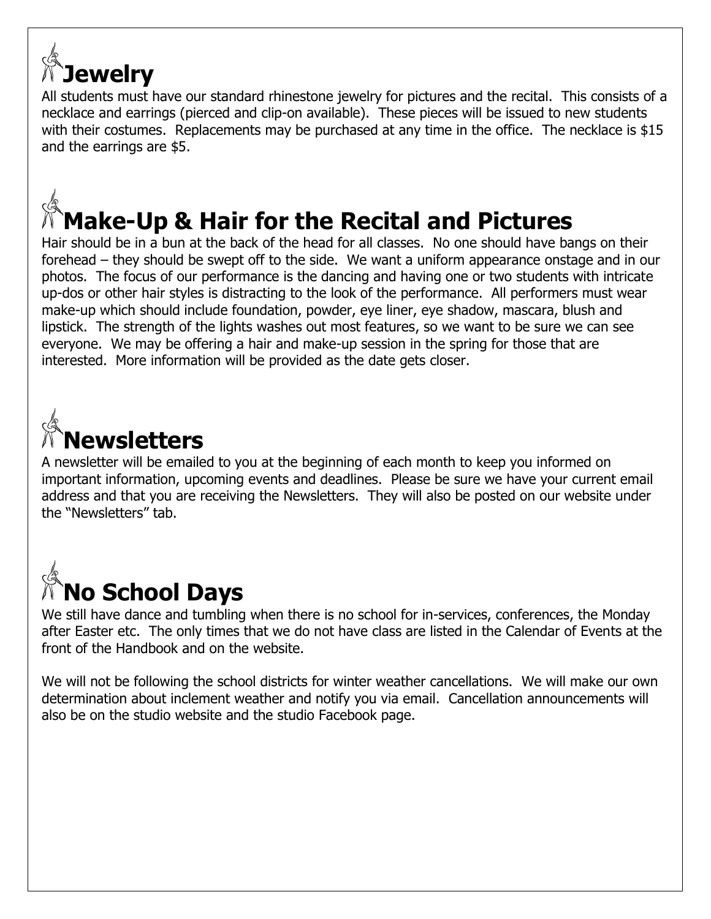# Jewelry

All students must have our standard rhinestone jewelry for pictures and the recital. This consists of a necklace and earrings (pierced and clip-on available). These pieces will be issued to new students with their costumes. Replacements may be purchased at any time in the office. The necklace is $15 and the earrings are $5.

# Make-Up & Hair for the Recital and Pictures

Hair should be in a bun at the back of the head for all classes. No one should have bangs on their forehead – they should be swept off to the side. We want a uniform appearance onstage and in our photos. The focus of our performance is the dancing and having one or two students with intricate up-dos or other hair styles is distracting to the look of the performance. All performers must wear make-up which should include foundation, powder, eye liner, eye shadow, mascara, blush and lipstick. The strength of the lights washes out most features, so we want to be sure we can see everyone. We may be offering a hair and make-up session in the spring for those that are interested. More information will be provided as the date gets closer.

# Newsletters

A newsletter will be emailed to you at the beginning of each month to keep you informed on important information, upcoming events and deadlines. Please be sure we have your current email address and that you are receiving the Newsletters. They will also be posted on our website under the "Newsletters" tab.

# No School Days

We still have dance and tumbling when there is no school for in-services, conferences, the Monday after Easter etc. The only times that we do not have class are listed in the Calendar of Events at the front of the Handbook and on the website.

We will not be following the school districts for winter weather cancellations. We will make our own determination about inclement weather and notify you via email. Cancellation announcements will also be on the studio website and the studio Facebook page.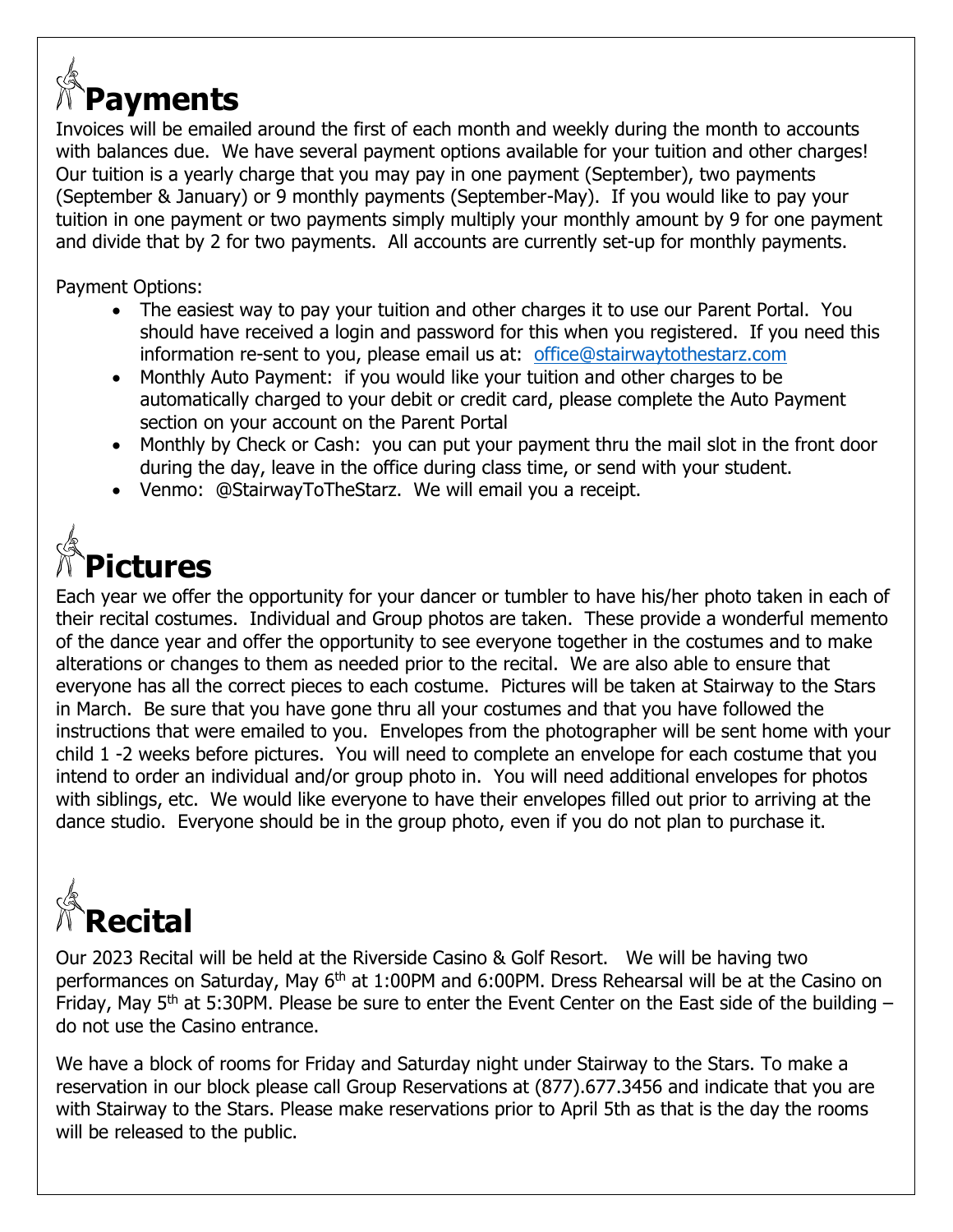# Payments

Invoices will be emailed around the first of each month and weekly during the month to accounts with balances due. We have several payment options available for your tuition and other charges! Our tuition is a yearly charge that you may pay in one payment (September), two payments (September & January) or 9 monthly payments (September-May). If you would like to pay your tuition in one payment or two payments simply multiply your monthly amount by 9 for one payment and divide that by 2 for two payments. All accounts are currently set-up for monthly payments.

Payment Options:

- The easiest way to pay your tuition and other charges it to use our Parent Portal. You should have received a login and password for this when you registered. If you need this information re-sent to you, please email us at: office@stairwaytothestarz.com
- Monthly Auto Payment: if you would like your tuition and other charges to be automatically charged to your debit or credit card, please complete the Auto Payment section on your account on the Parent Portal
- Monthly by Check or Cash: you can put your payment thru the mail slot in the front door during the day, leave in the office during class time, or send with your student.
- Venmo: @StairwayToTheStarz. We will email you a receipt.

# Pictures

Each year we offer the opportunity for your dancer or tumbler to have his/her photo taken in each of their recital costumes. Individual and Group photos are taken. These provide a wonderful memento of the dance year and offer the opportunity to see everyone together in the costumes and to make alterations or changes to them as needed prior to the recital. We are also able to ensure that everyone has all the correct pieces to each costume. Pictures will be taken at Stairway to the Stars in March. Be sure that you have gone thru all your costumes and that you have followed the instructions that were emailed to you. Envelopes from the photographer will be sent home with your child 1 -2 weeks before pictures. You will need to complete an envelope for each costume that you intend to order an individual and/or group photo in. You will need additional envelopes for photos with siblings, etc. We would like everyone to have their envelopes filled out prior to arriving at the dance studio. Everyone should be in the group photo, even if you do not plan to purchase it.

# Recital

Our 2023 Recital will be held at the Riverside Casino & Golf Resort. We will be having two performances on Saturday, May 6th at 1:00PM and 6:00PM. Dress Rehearsal will be at the Casino on Friday, May 5th at 5:30PM. Please be sure to enter the Event Center on the East side of the building – do not use the Casino entrance.

We have a block of rooms for Friday and Saturday night under Stairway to the Stars. To make a reservation in our block please call Group Reservations at (877).677.3456 and indicate that you are with Stairway to the Stars. Please make reservations prior to April 5th as that is the day the rooms will be released to the public.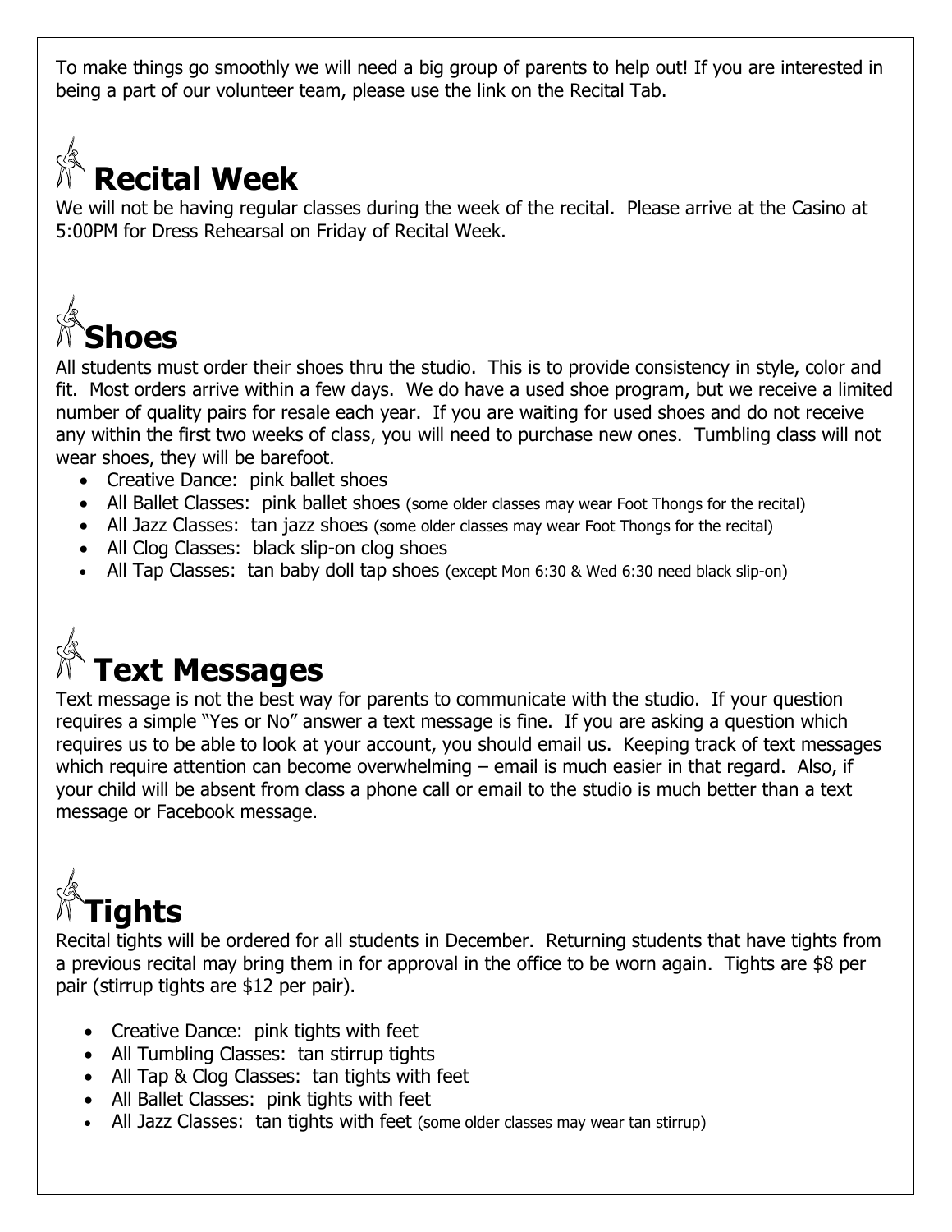To make things go smoothly we will need a big group of parents to help out! If you are interested in being a part of our volunteer team, please use the link on the Recital Tab.

## Recital Week

We will not be having regular classes during the week of the recital. Please arrive at the Casino at 5:00PM for Dress Rehearsal on Friday of Recital Week.

## Shoes

All students must order their shoes thru the studio. This is to provide consistency in style, color and fit. Most orders arrive within a few days. We do have a used shoe program, but we receive a limited number of quality pairs for resale each year. If you are waiting for used shoes and do not receive any within the first two weeks of class, you will need to purchase new ones. Tumbling class will not wear shoes, they will be barefoot.

- Creative Dance: pink ballet shoes
- All Ballet Classes: pink ballet shoes (some older classes may wear Foot Thongs for the recital)
- All Jazz Classes: tan jazz shoes (some older classes may wear Foot Thongs for the recital)
- All Clog Classes: black slip-on clog shoes
- All Tap Classes: tan baby doll tap shoes (except Mon 6:30 & Wed 6:30 need black slip-on)

## Text Messages

Text message is not the best way for parents to communicate with the studio. If your question requires a simple "Yes or No" answer a text message is fine. If you are asking a question which requires us to be able to look at your account, you should email us. Keeping track of text messages which require attention can become overwhelming – email is much easier in that regard. Also, if your child will be absent from class a phone call or email to the studio is much better than a text message or Facebook message.

## Tights

Recital tights will be ordered for all students in December. Returning students that have tights from a previous recital may bring them in for approval in the office to be worn again. Tights are $8 per pair (stirrup tights are $12 per pair).

- Creative Dance: pink tights with feet
- All Tumbling Classes: tan stirrup tights
- All Tap & Clog Classes: tan tights with feet
- All Ballet Classes: pink tights with feet
- All Jazz Classes: tan tights with feet (some older classes may wear tan stirrup)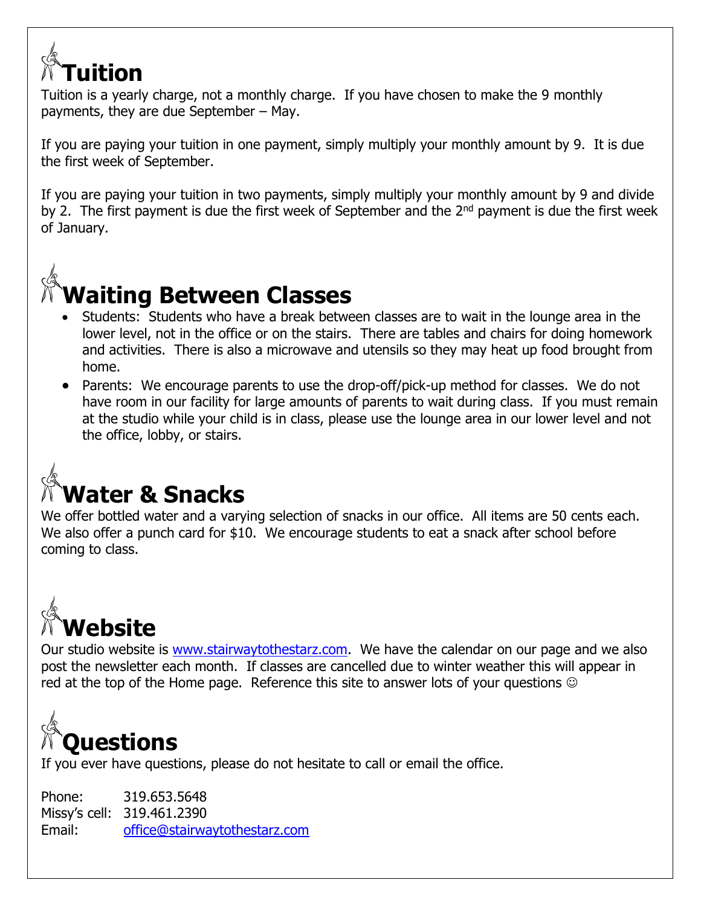# Tuition

Tuition is a yearly charge, not a monthly charge. If you have chosen to make the 9 monthly payments, they are due September – May.

If you are paying your tuition in one payment, simply multiply your monthly amount by 9. It is due the first week of September.

If you are paying your tuition in two payments, simply multiply your monthly amount by 9 and divide by 2. The first payment is due the first week of September and the 2nd payment is due the first week of January.

# Waiting Between Classes

- Students: Students who have a break between classes are to wait in the lounge area in the lower level, not in the office or on the stairs. There are tables and chairs for doing homework and activities. There is also a microwave and utensils so they may heat up food brought from home.
- Parents: We encourage parents to use the drop-off/pick-up method for classes. We do not have room in our facility for large amounts of parents to wait during class. If you must remain at the studio while your child is in class, please use the lounge area in our lower level and not the office, lobby, or stairs.

# Water & Snacks

We offer bottled water and a varying selection of snacks in our office. All items are 50 cents each. We also offer a punch card for $10. We encourage students to eat a snack after school before coming to class.

# Website

Our studio website is www.stairwaytothestarz.com. We have the calendar on our page and we also post the newsletter each month. If classes are cancelled due to winter weather this will appear in red at the top of the Home page. Reference this site to answer lots of your questions ☺

# Questions

If you ever have questions, please do not hesitate to call or email the office.

Phone: 319.653.5648
Missy's cell: 319.461.2390
Email: office@stairwaytothestarz.com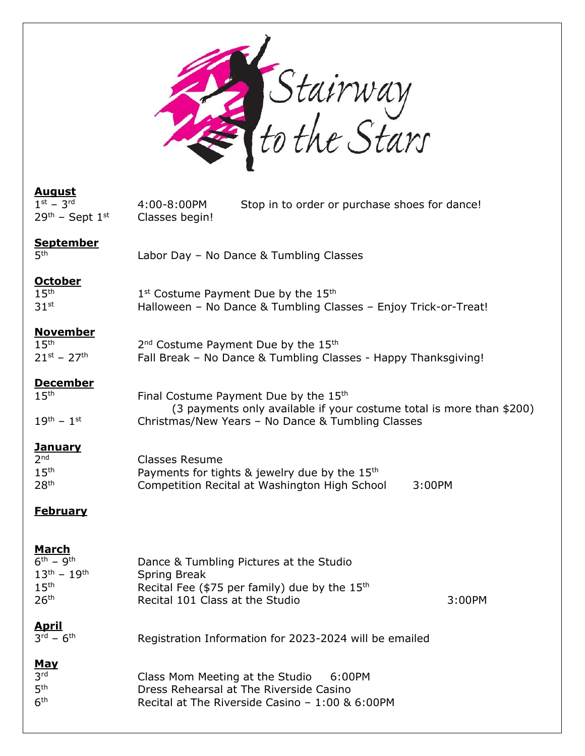Stairway to the Stars

**August**

| | | |
|---|---|---|
| 1st – 3rd | 4:00-8:00PM | Stop in to order or purchase shoes for dance! |
| 29th – Sept 1st | Classes begin! | |

**September**

| | |
|---|---|
| 5th | Labor Day – No Dance & Tumbling Classes |

**October**

| | |
|---|---|
| 15th | 1st Costume Payment Due by the 15th |
| 31st | Halloween – No Dance & Tumbling Classes – Enjoy Trick-or-Treat! |

**November**

| | |
|---|---|
| 15th | 2nd Costume Payment Due by the 15th |
| 21st – 27th | Fall Break – No Dance & Tumbling Classes - Happy Thanksgiving! |

**December**

| | |
|---|---|
| 15th | Final Costume Payment Due by the 15th (3 payments only available if your costume total is more than $200) |
| 19th – 1st | Christmas/New Years – No Dance & Tumbling Classes |

**January**

| | | |
|---|---|---|
| 2nd | Classes Resume | |
| 15th | Payments for tights & jewelry due by the 15th | |
| 28th | Competition Recital at Washington High School | 3:00PM |

**February**

**March**

| | | |
|---|---|---|
| 6th – 9th | Dance & Tumbling Pictures at the Studio | |
| 13th – 19th | Spring Break | |
| 15th | Recital Fee ($75 per family) due by the 15th | |
| 26th | Recital 101 Class at the Studio | 3:00PM |

**April**

| | |
|---|---|
| 3rd – 6th | Registration Information for 2023-2024 will be emailed |

**May**

| | | |
|---|---|---|
| 3rd | Class Mom Meeting at the Studio | 6:00PM |
| 5th | Dress Rehearsal at The Riverside Casino | |
| 6th | Recital at The Riverside Casino – 1:00 & 6:00PM | |